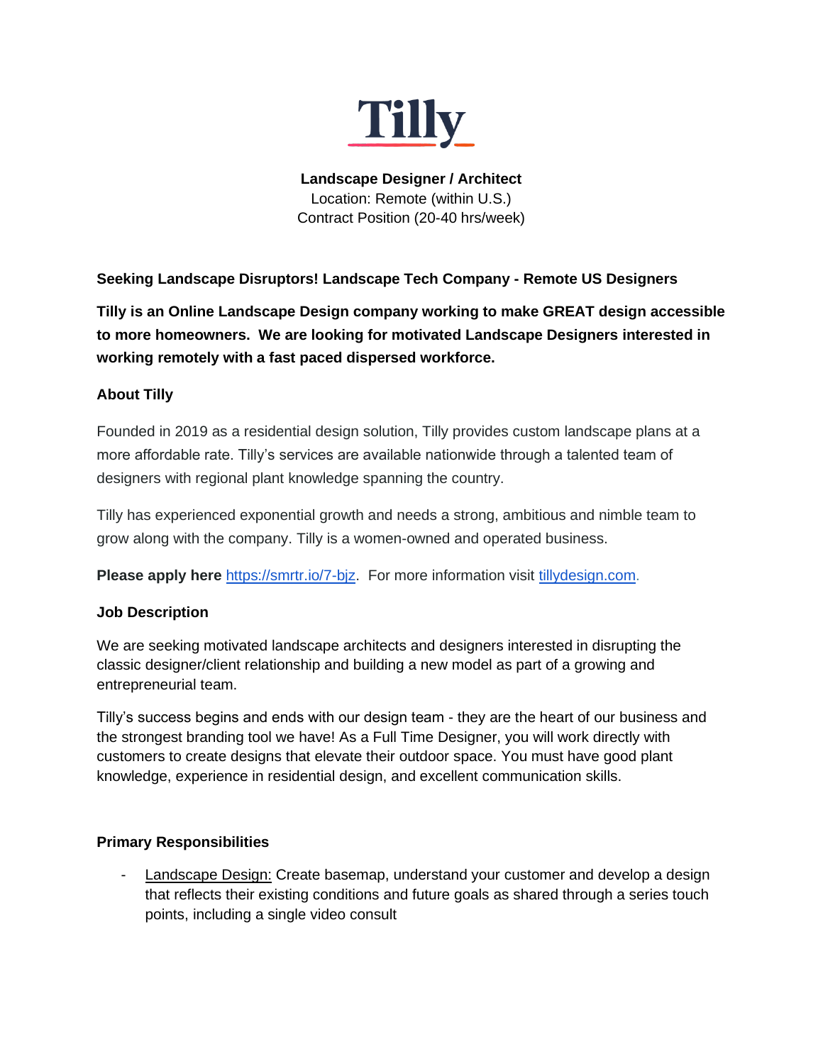# Tilly

**Landscape Designer / Architect**
Location: Remote (within U.S.)
Contract Position (20-40 hrs/week)

**Seeking Landscape Disruptors! Landscape Tech Company - Remote US Designers**

**Tilly is an Online Landscape Design company working to make GREAT design accessible to more homeowners. We are looking for motivated Landscape Designers interested in working remotely with a fast paced dispersed workforce.**

## About Tilly

Founded in 2019 as a residential design solution, Tilly provides custom landscape plans at a more affordable rate. Tilly's services are available nationwide through a talented team of designers with regional plant knowledge spanning the country.

Tilly has experienced exponential growth and needs a strong, ambitious and nimble team to grow along with the company. Tilly is a women-owned and operated business.

**Please apply here** [https://smrtr.io/7-bjz](https://smrtr.io/7-bjz). For more information visit [tillydesign.com](https://tillydesign.com).

## Job Description

We are seeking motivated landscape architects and designers interested in disrupting the classic designer/client relationship and building a new model as part of a growing and entrepreneurial team.

Tilly's success begins and ends with our design team - they are the heart of our business and the strongest branding tool we have! As a Full Time Designer, you will work directly with customers to create designs that elevate their outdoor space. You must have good plant knowledge, experience in residential design, and excellent communication skills.

## Primary Responsibilities

- Landscape Design: Create basemap, understand your customer and develop a design that reflects their existing conditions and future goals as shared through a series touch points, including a single video consult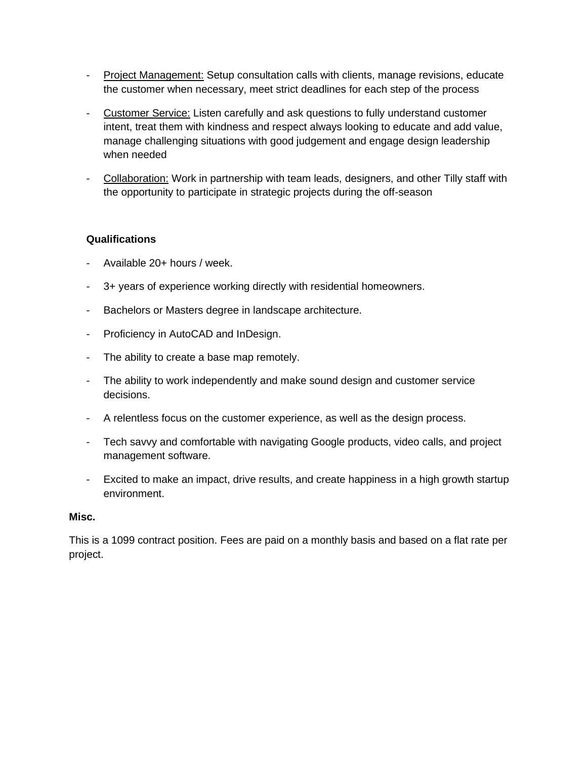- Project Management: Setup consultation calls with clients, manage revisions, educate the customer when necessary, meet strict deadlines for each step of the process

- Customer Service: Listen carefully and ask questions to fully understand customer intent, treat them with kindness and respect always looking to educate and add value, manage challenging situations with good judgement and engage design leadership when needed

- Collaboration: Work in partnership with team leads, designers, and other Tilly staff with the opportunity to participate in strategic projects during the off-season

**Qualifications**

- Available 20+ hours / week.
- 3+ years of experience working directly with residential homeowners.
- Bachelors or Masters degree in landscape architecture.
- Proficiency in AutoCAD and InDesign.
- The ability to create a base map remotely.
- The ability to work independently and make sound design and customer service decisions.
- A relentless focus on the customer experience, as well as the design process.
- Tech savvy and comfortable with navigating Google products, video calls, and project management software.
- Excited to make an impact, drive results, and create happiness in a high growth startup environment.

**Misc.**

This is a 1099 contract position. Fees are paid on a monthly basis and based on a flat rate per project.